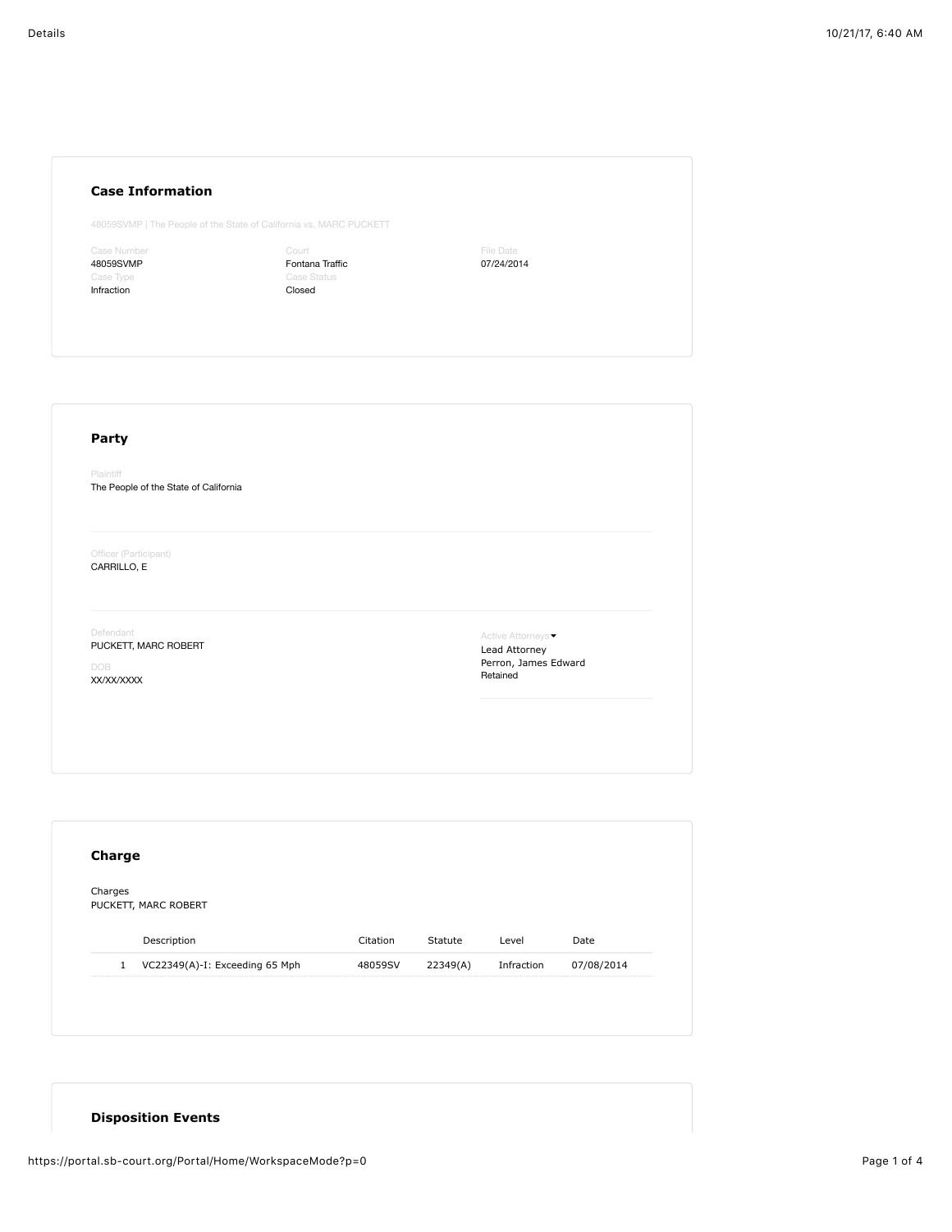## Case Information

48059SVMP | The People of the State of California vs. MARC PUCKETT

Case Number
48059SVMP

Court
Fontana Traffic

File Date
07/24/2014

Case Type
Infraction

Case Status
Closed

## Party

Plaintiff
The People of the State of California

Officer (Participant)
CARRILLO, E

Defendant
PUCKETT, MARC ROBERT

DOB
XX/XX/XXXX

Active Attorneys
Lead Attorney
Perron, James Edward
Retained

## Charge

Charges
PUCKETT, MARC ROBERT

| | Description | Citation | Statute | Level | Date |
|---|---|---|---|---|---|
| 1 | VC22349(A)-I: Exceeding 65 Mph | 48059SV | 22349(A) | Infraction | 07/08/2014 |

## Disposition Events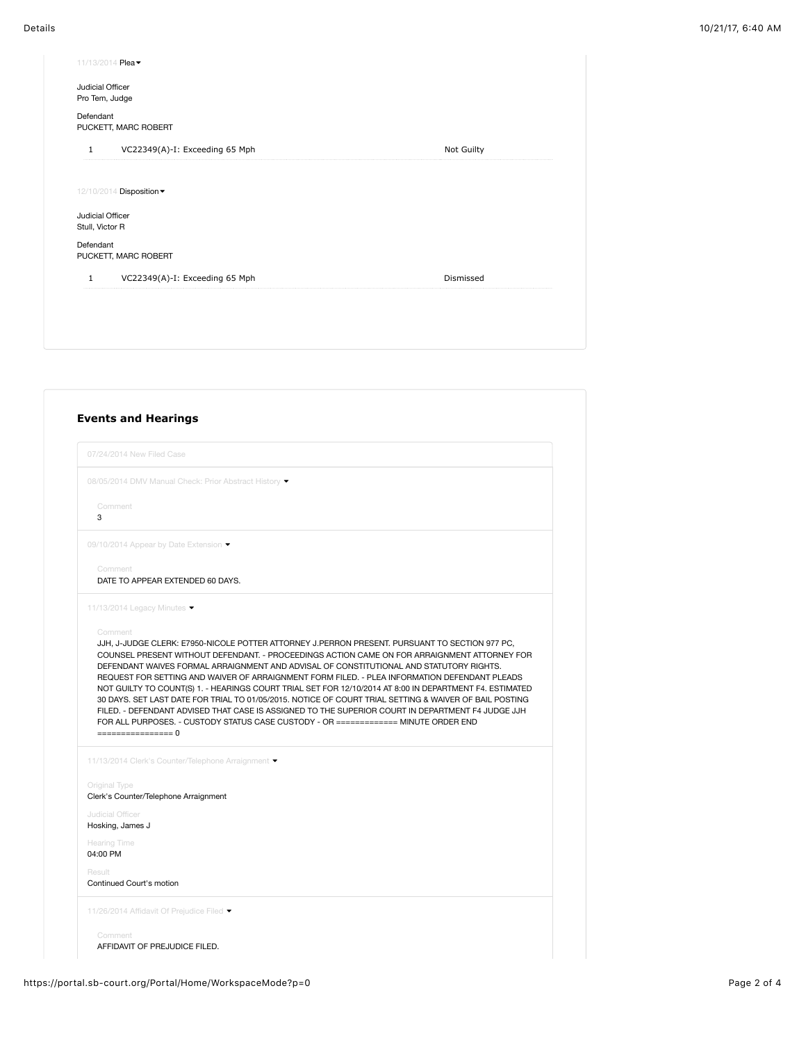11/13/2014 Plea

Judicial Officer
Pro Tem, Judge

Defendant
PUCKETT, MARC ROBERT

| 1 | VC22349(A)-I: Exceeding 65 Mph | Not Guilty |
|---|---|---|

12/10/2014 Disposition

Judicial Officer
Stull, Victor R

Defendant
PUCKETT, MARC ROBERT

| 1 | VC22349(A)-I: Exceeding 65 Mph | Dismissed |
|---|---|---|

## Events and Hearings

07/24/2014 New Filed Case

08/05/2014 DMV Manual Check: Prior Abstract History

Comment
3

09/10/2014 Appear by Date Extension

Comment
DATE TO APPEAR EXTENDED 60 DAYS.

11/13/2014 Legacy Minutes

Comment
JJH, J-JUDGE CLERK: E7950-NICOLE POTTER ATTORNEY J.PERRON PRESENT. PURSUANT TO SECTION 977 PC, COUNSEL PRESENT WITHOUT DEFENDANT. - PROCEEDINGS ACTION CAME ON FOR ARRAIGNMENT ATTORNEY FOR DEFENDANT WAIVES FORMAL ARRAIGNMENT AND ADVISAL OF CONSTITUTIONAL AND STATUTORY RIGHTS. REQUEST FOR SETTING AND WAIVER OF ARRAIGNMENT FORM FILED. - PLEA INFORMATION DEFENDANT PLEADS NOT GUILTY TO COUNT(S) 1. - HEARINGS COURT TRIAL SET FOR 12/10/2014 AT 8:00 IN DEPARTMENT F4. ESTIMATED 30 DAYS. SET LAST DATE FOR TRIAL TO 01/05/2015. NOTICE OF COURT TRIAL SETTING & WAIVER OF BAIL POSTING FILED. - DEFENDANT ADVISED THAT CASE IS ASSIGNED TO THE SUPERIOR COURT IN DEPARTMENT F4 JUDGE JJH FOR ALL PURPOSES. - CUSTODY STATUS CASE CUSTODY - OR ============= MINUTE ORDER END ================ 0

11/13/2014 Clerk's Counter/Telephone Arraignment

Original Type
Clerk's Counter/Telephone Arraignment

Judicial Officer
Hosking, James J

Hearing Time
04:00 PM

Result
Continued Court's motion

11/26/2014 Affidavit Of Prejudice Filed

Comment
AFFIDAVIT OF PREJUDICE FILED.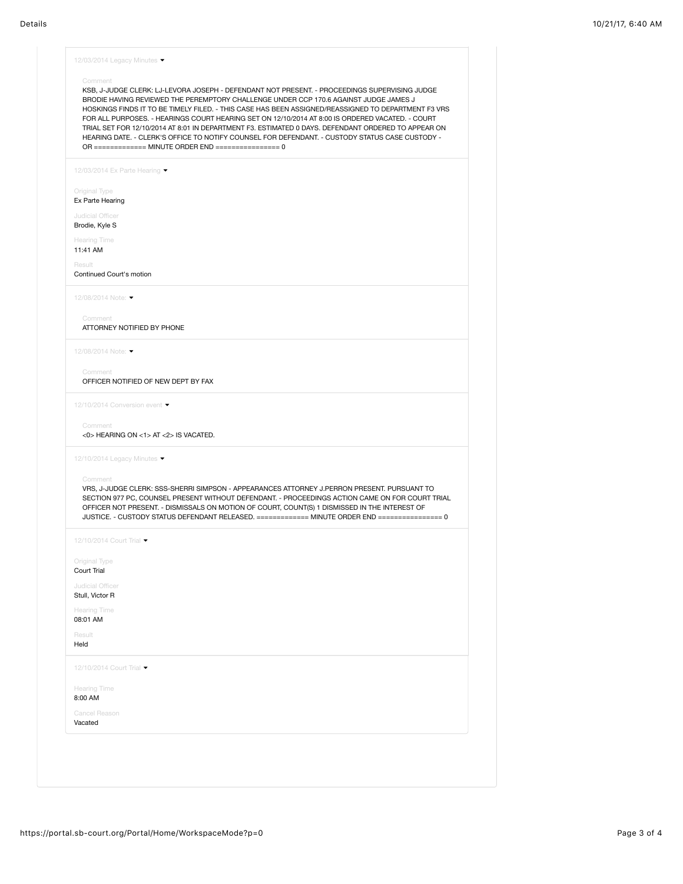12/03/2014 Legacy Minutes

Comment

KSB, J-JUDGE CLERK: LJ-LEVORA JOSEPH - DEFENDANT NOT PRESENT. - PROCEEDINGS SUPERVISING JUDGE BRODIE HAVING REVIEWED THE PEREMPTORY CHALLENGE UNDER CCP 170.6 AGAINST JUDGE JAMES J HOSKINGS FINDS IT TO BE TIMELY FILED. - THIS CASE HAS BEEN ASSIGNED/REASSIGNED TO DEPARTMENT F3 VRS FOR ALL PURPOSES. - HEARINGS COURT HEARING SET ON 12/10/2014 AT 8:00 IS ORDERED VACATED. - COURT TRIAL SET FOR 12/10/2014 AT 8:01 IN DEPARTMENT F3. ESTIMATED 0 DAYS. DEFENDANT ORDERED TO APPEAR ON HEARING DATE. - CLERK'S OFFICE TO NOTIFY COUNSEL FOR DEFENDANT. - CUSTODY STATUS CASE CUSTODY - OR ============= MINUTE ORDER END ================ 0

12/03/2014 Ex Parte Hearing

Original Type
Ex Parte Hearing

Judicial Officer
Brodie, Kyle S

Hearing Time
11:41 AM

Result
Continued Court's motion

12/08/2014 Note:

Comment
ATTORNEY NOTIFIED BY PHONE

12/08/2014 Note:

Comment
OFFICER NOTIFIED OF NEW DEPT BY FAX

12/10/2014 Conversion event

Comment
<0> HEARING ON <1> AT <2> IS VACATED.

12/10/2014 Legacy Minutes

Comment

VRS, J-JUDGE CLERK: SSS-SHERRI SIMPSON - APPEARANCES ATTORNEY J.PERRON PRESENT. PURSUANT TO SECTION 977 PC, COUNSEL PRESENT WITHOUT DEFENDANT. - PROCEEDINGS ACTION CAME ON FOR COURT TRIAL OFFICER NOT PRESENT. - DISMISSALS ON MOTION OF COURT, COUNT(S) 1 DISMISSED IN THE INTEREST OF JUSTICE. - CUSTODY STATUS DEFENDANT RELEASED. ============= MINUTE ORDER END ================ 0

12/10/2014 Court Trial

Original Type
Court Trial

Judicial Officer
Stull, Victor R

Hearing Time
08:01 AM

Result
Held

12/10/2014 Court Trial

Hearing Time
8:00 AM

Cancel Reason
Vacated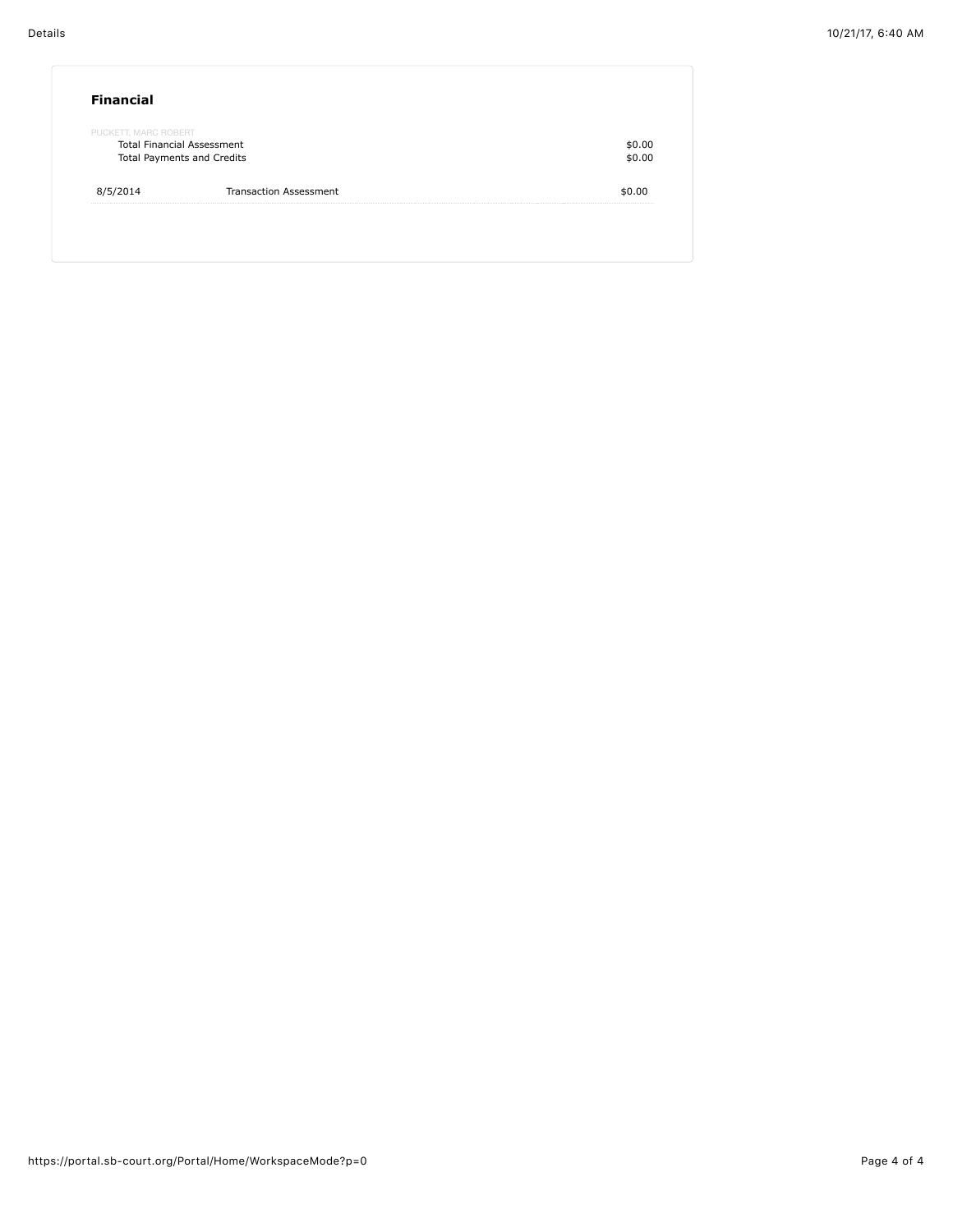## Financial

PUCKETT, MARC ROBERT

| | |
|---|---|
| Total Financial Assessment | $0.00 |
| Total Payments and Credits | $0.00 |

| | | |
|---|---|---|
| 8/5/2014 | Transaction Assessment | $0.00 |